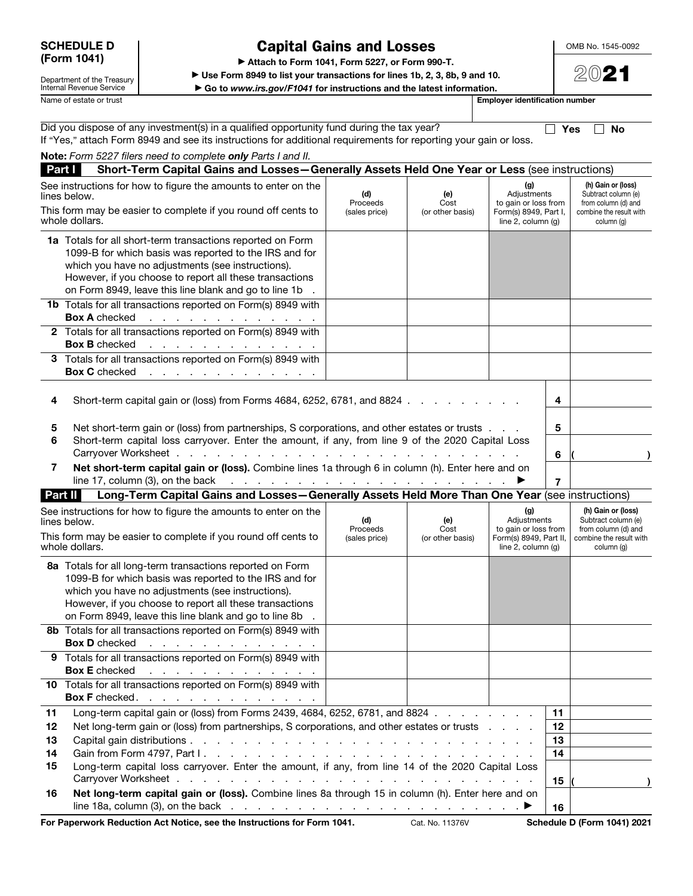**SCHEDULE D (Form 1041)**

Department of the Treasury
Internal Revenue Service

# Capital Gains and Losses

► Attach to Form 1041, Form 5227, or Form 990-T.

► Use Form 8949 to list your transactions for lines 1b, 2, 3, 8b, 9 and 10.

► Go to *www.irs.gov/F1041* for instructions and the latest information.

OMB No. 1545-0092

**2021**

Name of estate or trust | Employer identification number

Did you dispose of any investment(s) in a qualified opportunity fund during the tax year? ☐ Yes ☐ No

If "Yes," attach Form 8949 and see its instructions for additional requirements for reporting your gain or loss.

**Note:** *Form 5227 filers need to complete **only** Parts I and II.*

## Part I Short-Term Capital Gains and Losses—Generally Assets Held One Year or Less (see instructions)

| See instructions for how to figure the amounts to enter on the lines below. This form may be easier to complete if you round off cents to whole dollars. | (d) Proceeds (sales price) | (e) Cost (or other basis) | (g) Adjustments to gain or loss from Form(s) 8949, Part I, line 2, column (g) | (h) Gain or (loss) Subtract column (e) from column (d) and combine the result with column (g) |
|---|---|---|---|---|
| **1a** Totals for all short-term transactions reported on Form 1099-B for which basis was reported to the IRS and for which you have no adjustments (see instructions). However, if you choose to report all these transactions on Form 8949, leave this line blank and go to line 1b | | | | |
| **1b** Totals for all transactions reported on Form(s) 8949 with **Box A** checked | | | | |
| **2** Totals for all transactions reported on Form(s) 8949 with **Box B** checked | | | | |
| **3** Totals for all transactions reported on Form(s) 8949 with **Box C** checked | | | | |

| | | Line | Amount |
|---|---|---|---|
| **4** | Short-term capital gain or (loss) from Forms 4684, 6252, 6781, and 8824 | 4 | |
| **5** | Net short-term gain or (loss) from partnerships, S corporations, and other estates or trusts | 5 | |
| **6** | Short-term capital loss carryover. Enter the amount, if any, from line 9 of the 2020 Capital Loss Carryover Worksheet | 6 | ( ) |
| **7** | **Net short-term capital gain or (loss).** Combine lines 1a through 6 in column (h). Enter here and on line 17, column (3), on the back ► | 7 | |

## Part II Long-Term Capital Gains and Losses—Generally Assets Held More Than One Year (see instructions)

| See instructions for how to figure the amounts to enter on the lines below. This form may be easier to complete if you round off cents to whole dollars. | (d) Proceeds (sales price) | (e) Cost (or other basis) | (g) Adjustments to gain or loss from Form(s) 8949, Part II, line 2, column (g) | (h) Gain or (loss) Subtract column (e) from column (d) and combine the result with column (g) |
|---|---|---|---|---|
| **8a** Totals for all long-term transactions reported on Form 1099-B for which basis was reported to the IRS and for which you have no adjustments (see instructions). However, if you choose to report all these transactions on Form 8949, leave this line blank and go to line 8b | | | | |
| **8b** Totals for all transactions reported on Form(s) 8949 with **Box D** checked | | | | |
| **9** Totals for all transactions reported on Form(s) 8949 with **Box E** checked | | | | |
| **10** Totals for all transactions reported on Form(s) 8949 with **Box F** checked | | | | |

| | | Line | Amount |
|---|---|---|---|
| **11** | Long-term capital gain or (loss) from Forms 2439, 4684, 6252, 6781, and 8824 | 11 | |
| **12** | Net long-term gain or (loss) from partnerships, S corporations, and other estates or trusts | 12 | |
| **13** | Capital gain distributions | 13 | |
| **14** | Gain from Form 4797, Part I | 14 | |
| **15** | Long-term capital loss carryover. Enter the amount, if any, from line 14 of the 2020 Capital Loss Carryover Worksheet | 15 | ( ) |
| **16** | **Net long-term capital gain or (loss).** Combine lines 8a through 15 in column (h). Enter here and on line 18a, column (3), on the back ► | 16 | |

**For Paperwork Reduction Act Notice, see the Instructions for Form 1041.** Cat. No. 11376V **Schedule D (Form 1041) 2021**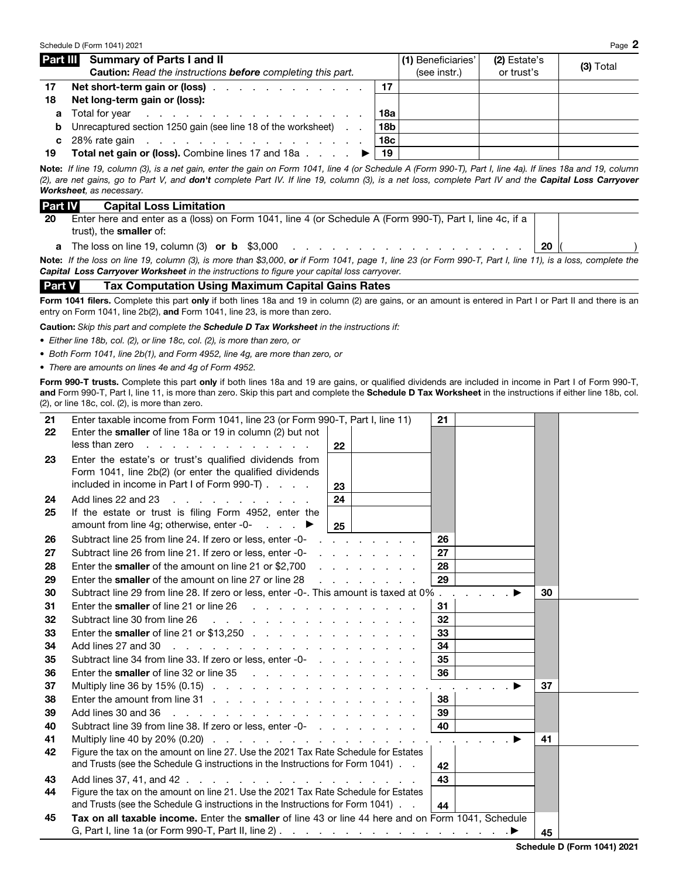## Part III Summary of Parts I and II

**Caution:** *Read the instructions* ***before*** *completing this part.*

| | | | (1) Beneficiaries' (see instr.) | (2) Estate's or trust's | (3) Total |
|---|---|---|---|---|---|
| 17 | **Net short-term gain or (loss)** | 17 | | | |
| 18 | **Net long-term gain or (loss):** | | | | |
| a | Total for year | 18a | | | |
| b | Unrecaptured section 1250 gain (see line 18 of the worksheet) | 18b | | | |
| c | 28% rate gain | 18c | | | |
| 19 | **Total net gain or (loss).** Combine lines 17 and 18a ▶ | 19 | | | |

**Note:** *If line 19, column (3), is a net gain, enter the gain on Form 1041, line 4 (or Schedule A (Form 990-T), Part I, line 4a). If lines 18a and 19, column (2), are net gains, go to Part V, and* ***don't*** *complete Part IV. If line 19, column (3), is a net loss, complete Part IV and the* ***Capital Loss Carryover Worksheet****, as necessary.*

## Part IV Capital Loss Limitation

| | | | |
|---|---|---|---|
| 20 | Enter here and enter as a (loss) on Form 1041, line 4 (or Schedule A (Form 990-T), Part I, line 4c, if a trust), the **smaller** of: | | |
| | **a** The loss on line 19, column (3) **or b** $3,000 | 20 | ( ) |

**Note:** *If the loss on line 19, column (3), is more than $3,000,* ***or*** *if Form 1041, page 1, line 23 (or Form 990-T, Part I, line 11), is a loss, complete the* ***Capital Loss Carryover Worksheet*** *in the instructions to figure your capital loss carryover.*

## Part V Tax Computation Using Maximum Capital Gains Rates

**Form 1041 filers.** Complete this part **only** if both lines 18a and 19 in column (2) are gains, or an amount is entered in Part I or Part II and there is an entry on Form 1041, line 2b(2), **and** Form 1041, line 23, is more than zero.

**Caution:** *Skip this part and complete the* ***Schedule D Tax Worksheet*** *in the instructions if:*

- *Either line 18b, col. (2), or line 18c, col. (2), is more than zero, or*
- *Both Form 1041, line 2b(1), and Form 4952, line 4g, are more than zero, or*
- *There are amounts on lines 4e and 4g of Form 4952.*

**Form 990-T trusts.** Complete this part **only** if both lines 18a and 19 are gains, or qualified dividends are included in income in Part I of Form 990-T, **and** Form 990-T, Part I, line 11, is more than zero. Skip this part and complete the **Schedule D Tax Worksheet** in the instructions if either line 18b, col. (2), or line 18c, col. (2), is more than zero.

| | | | | | | | |
|---|---|---|---|---|---|---|---|
| 21 | Enter taxable income from Form 1041, line 23 (or Form 990-T, Part I, line 11) | | | 21 | | | |
| 22 | Enter the **smaller** of line 18a or 19 in column (2) but not less than zero | 22 | | | | | |
| 23 | Enter the estate's or trust's qualified dividends from Form 1041, line 2b(2) (or enter the qualified dividends included in income in Part I of Form 990-T) | 23 | | | | | |
| 24 | Add lines 22 and 23 | 24 | | | | | |
| 25 | If the estate or trust is filing Form 4952, enter the amount from line 4g; otherwise, enter -0- ▶ | 25 | | | | | |
| 26 | Subtract line 25 from line 24. If zero or less, enter -0- | | | 26 | | | |
| 27 | Subtract line 26 from line 21. If zero or less, enter -0- | | | 27 | | | |
| 28 | Enter the **smaller** of the amount on line 21 or $2,700 | | | 28 | | | |
| 29 | Enter the **smaller** of the amount on line 27 or line 28 | | | 29 | | | |
| 30 | Subtract line 29 from line 28. If zero or less, enter -0-. This amount is taxed at 0% ▶ | | | | | 30 | |
| 31 | Enter the **smaller** of line 21 or line 26 | | | 31 | | | |
| 32 | Subtract line 30 from line 26 | | | 32 | | | |
| 33 | Enter the **smaller** of line 21 or $13,250 | | | 33 | | | |
| 34 | Add lines 27 and 30 | | | 34 | | | |
| 35 | Subtract line 34 from line 33. If zero or less, enter -0- | | | 35 | | | |
| 36 | Enter the **smaller** of line 32 or line 35 | | | 36 | | | |
| 37 | Multiply line 36 by 15% (0.15) ▶ | | | | | 37 | |
| 38 | Enter the amount from line 31 | | | 38 | | | |
| 39 | Add lines 30 and 36 | | | 39 | | | |
| 40 | Subtract line 39 from line 38. If zero or less, enter -0- | | | 40 | | | |
| 41 | Multiply line 40 by 20% (0.20) ▶ | | | | | 41 | |
| 42 | Figure the tax on the amount on line 27. Use the 2021 Tax Rate Schedule for Estates and Trusts (see the Schedule G instructions in the Instructions for Form 1041) | | | 42 | | | |
| 43 | Add lines 37, 41, and 42 | | | 43 | | | |
| 44 | Figure the tax on the amount on line 21. Use the 2021 Tax Rate Schedule for Estates and Trusts (see the Schedule G instructions in the Instructions for Form 1041) | | | 44 | | | |
| 45 | **Tax on all taxable income.** Enter the **smaller** of line 43 or line 44 here and on Form 1041, Schedule G, Part I, line 1a (or Form 990-T, Part II, line 2) ▶ | | | | | 45 | |

Schedule D (Form 1041) 2021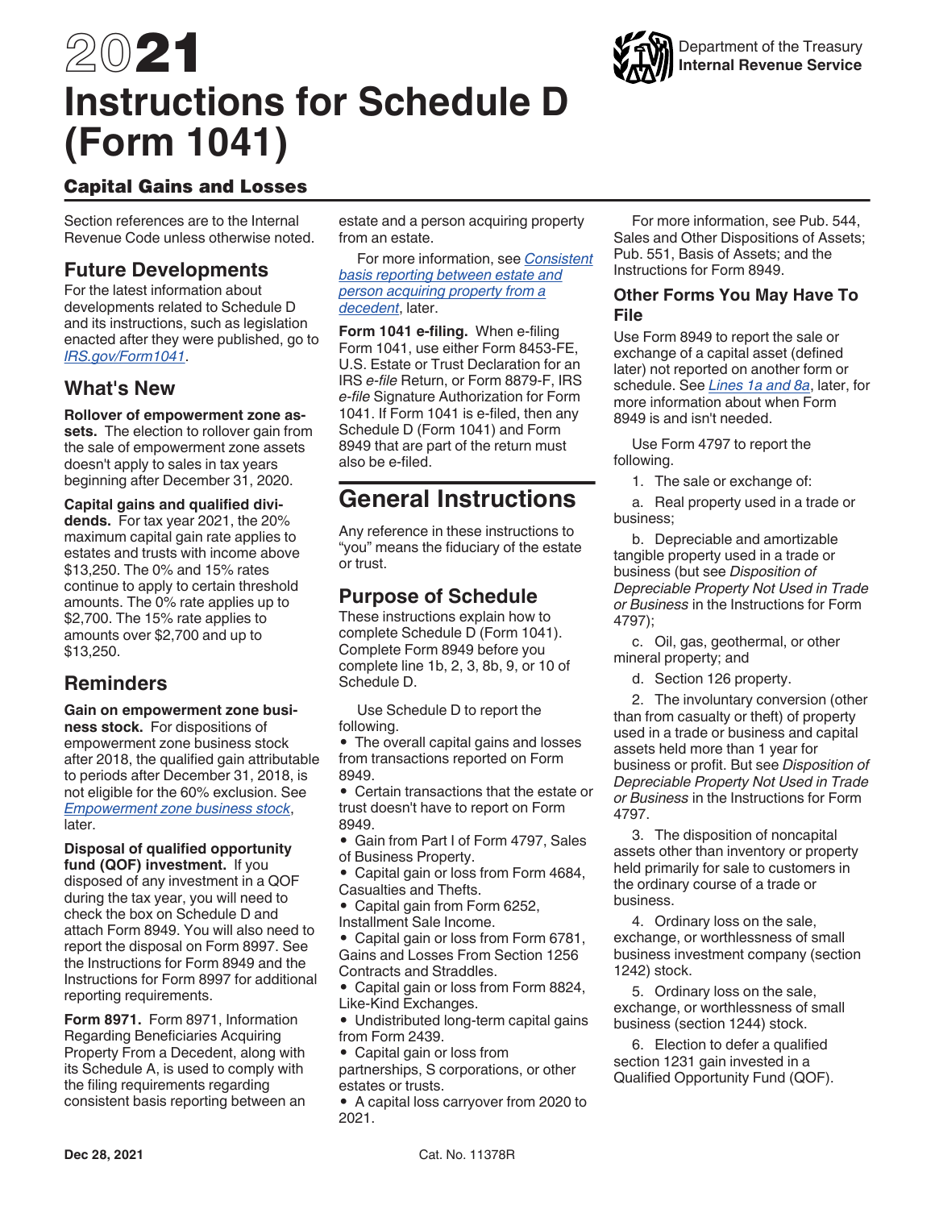# 2021 Instructions for Schedule D (Form 1041)

## Capital Gains and Losses

Section references are to the Internal Revenue Code unless otherwise noted.

## Future Developments

For the latest information about developments related to Schedule D and its instructions, such as legislation enacted after they were published, go to *IRS.gov/Form1041*.

## What's New

**Rollover of empowerment zone assets.** The election to rollover gain from the sale of empowerment zone assets doesn't apply to sales in tax years beginning after December 31, 2020.

**Capital gains and qualified dividends.** For tax year 2021, the 20% maximum capital gain rate applies to estates and trusts with income above $13,250. The 0% and 15% rates continue to apply to certain threshold amounts. The 0% rate applies up to $2,700. The 15% rate applies to amounts over $2,700 and up to $13,250.

## Reminders

**Gain on empowerment zone business stock.** For dispositions of empowerment zone business stock after 2018, the qualified gain attributable to periods after December 31, 2018, is not eligible for the 60% exclusion. See *Empowerment zone business stock*, later.

**Disposal of qualified opportunity fund (QOF) investment.** If you disposed of any investment in a QOF during the tax year, you will need to check the box on Schedule D and attach Form 8949. You will also need to report the disposal on Form 8997. See the Instructions for Form 8949 and the Instructions for Form 8997 for additional reporting requirements.

**Form 8971.** Form 8971, Information Regarding Beneficiaries Acquiring Property From a Decedent, along with its Schedule A, is used to comply with the filing requirements regarding consistent basis reporting between an estate and a person acquiring property from an estate.

For more information, see *Consistent basis reporting between estate and person acquiring property from a decedent*, later.

**Form 1041 e-filing.** When e-filing Form 1041, use either Form 8453-FE, U.S. Estate or Trust Declaration for an IRS *e-file* Return, or Form 8879-F, IRS *e-file* Signature Authorization for Form 1041. If Form 1041 is e-filed, then any Schedule D (Form 1041) and Form 8949 that are part of the return must also be e-filed.

# General Instructions

Any reference in these instructions to "you" means the fiduciary of the estate or trust.

## Purpose of Schedule

These instructions explain how to complete Schedule D (Form 1041). Complete Form 8949 before you complete line 1b, 2, 3, 8b, 9, or 10 of Schedule D.

Use Schedule D to report the following.

- The overall capital gains and losses from transactions reported on Form 8949.
- Certain transactions that the estate or trust doesn't have to report on Form 8949.
- Gain from Part I of Form 4797, Sales of Business Property.
- Capital gain or loss from Form 4684, Casualties and Thefts.
- Capital gain from Form 6252, Installment Sale Income.
- Capital gain or loss from Form 6781, Gains and Losses From Section 1256 Contracts and Straddles.
- Capital gain or loss from Form 8824, Like-Kind Exchanges.
- Undistributed long-term capital gains from Form 2439.
- Capital gain or loss from partnerships, S corporations, or other estates or trusts.
- A capital loss carryover from 2020 to 2021.

For more information, see Pub. 544, Sales and Other Dispositions of Assets; Pub. 551, Basis of Assets; and the Instructions for Form 8949.

## Other Forms You May Have To File

Use Form 8949 to report the sale or exchange of a capital asset (defined later) not reported on another form or schedule. See *Lines 1a and 8a*, later, for more information about when Form 8949 is and isn't needed.

Use Form 4797 to report the following.

1. The sale or exchange of:

   a. Real property used in a trade or business;

   b. Depreciable and amortizable tangible property used in a trade or business (but see *Disposition of Depreciable Property Not Used in Trade or Business* in the Instructions for Form 4797);

   c. Oil, gas, geothermal, or other mineral property; and

   d. Section 126 property.

2. The involuntary conversion (other than from casualty or theft) of property used in a trade or business and capital assets held more than 1 year for business or profit. But see *Disposition of Depreciable Property Not Used in Trade or Business* in the Instructions for Form 4797.

3. The disposition of noncapital assets other than inventory or property held primarily for sale to customers in the ordinary course of a trade or business.

4. Ordinary loss on the sale, exchange, or worthlessness of small business investment company (section 1242) stock.

5. Ordinary loss on the sale, exchange, or worthlessness of small business (section 1244) stock.

6. Election to defer a qualified section 1231 gain invested in a Qualified Opportunity Fund (QOF).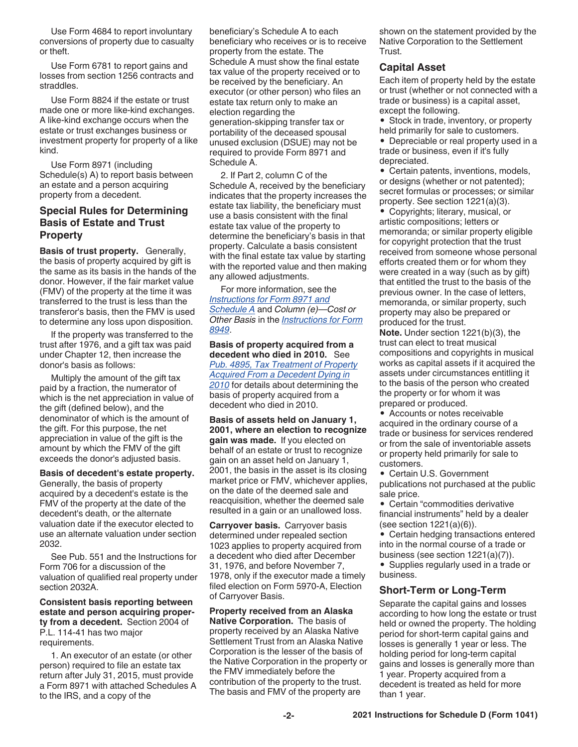Use Form 4684 to report involuntary conversions of property due to casualty or theft.

Use Form 6781 to report gains and losses from section 1256 contracts and straddles.

Use Form 8824 if the estate or trust made one or more like-kind exchanges. A like-kind exchange occurs when the estate or trust exchanges business or investment property for property of a like kind.

Use Form 8971 (including Schedule(s) A) to report basis between an estate and a person acquiring property from a decedent.

## Special Rules for Determining Basis of Estate and Trust Property

**Basis of trust property.** Generally, the basis of property acquired by gift is the same as its basis in the hands of the donor. However, if the fair market value (FMV) of the property at the time it was transferred to the trust is less than the transferor's basis, then the FMV is used to determine any loss upon disposition.

If the property was transferred to the trust after 1976, and a gift tax was paid under Chapter 12, then increase the donor's basis as follows:

Multiply the amount of the gift tax paid by a fraction, the numerator of which is the net appreciation in value of the gift (defined below), and the denominator of which is the amount of the gift. For this purpose, the net appreciation in value of the gift is the amount by which the FMV of the gift exceeds the donor's adjusted basis.

**Basis of decedent's estate property.** Generally, the basis of property acquired by a decedent's estate is the FMV of the property at the date of the decedent's death, or the alternate valuation date if the executor elected to use an alternate valuation under section 2032.

See Pub. 551 and the Instructions for Form 706 for a discussion of the valuation of qualified real property under section 2032A.

**Consistent basis reporting between estate and person acquiring property from a decedent.** Section 2004 of P.L. 114-41 has two major requirements.

1. An executor of an estate (or other person) required to file an estate tax return after July 31, 2015, must provide a Form 8971 with attached Schedules A to the IRS, and a copy of the beneficiary's Schedule A to each beneficiary who receives or is to receive property from the estate. The Schedule A must show the final estate tax value of the property received or to be received by the beneficiary. An executor (or other person) who files an estate tax return only to make an election regarding the generation-skipping transfer tax or portability of the deceased spousal unused exclusion (DSUE) may not be required to provide Form 8971 and Schedule A.

2. If Part 2, column C of the Schedule A, received by the beneficiary indicates that the property increases the estate tax liability, the beneficiary must use a basis consistent with the final estate tax value of the property to determine the beneficiary's basis in that property. Calculate a basis consistent with the final estate tax value by starting with the reported value and then making any allowed adjustments.

For more information, see the *Instructions for Form 8971 and Schedule A* and *Column (e)—Cost or Other Basis* in the *Instructions for Form 8949*.

**Basis of property acquired from a decedent who died in 2010.** See *Pub. 4895, Tax Treatment of Property Acquired From a Decedent Dying in 2010* for details about determining the basis of property acquired from a decedent who died in 2010.

**Basis of assets held on January 1, 2001, where an election to recognize gain was made.** If you elected on behalf of an estate or trust to recognize gain on an asset held on January 1, 2001, the basis in the asset is its closing market price or FMV, whichever applies, on the date of the deemed sale and reacquisition, whether the deemed sale resulted in a gain or an unallowed loss.

**Carryover basis.** Carryover basis determined under repealed section 1023 applies to property acquired from a decedent who died after December 31, 1976, and before November 7, 1978, only if the executor made a timely filed election on Form 5970-A, Election of Carryover Basis.

**Property received from an Alaska Native Corporation.** The basis of property received by an Alaska Native Settlement Trust from an Alaska Native Corporation is the lesser of the basis of the Native Corporation in the property or the FMV immediately before the contribution of the property to the trust. The basis and FMV of the property are shown on the statement provided by the Native Corporation to the Settlement Trust.

## Capital Asset

Each item of property held by the estate or trust (whether or not connected with a trade or business) is a capital asset, except the following.

- Stock in trade, inventory, or property held primarily for sale to customers.
- Depreciable or real property used in a trade or business, even if it's fully depreciated.
- Certain patents, inventions, models, or designs (whether or not patented); secret formulas or processes; or similar property. See section 1221(a)(3).
- Copyrights; literary, musical, or artistic compositions; letters or memoranda; or similar property eligible for copyright protection that the trust received from someone whose personal efforts created them or for whom they were created in a way (such as by gift) that entitled the trust to the basis of the previous owner. In the case of letters, memoranda, or similar property, such property may also be prepared or produced for the trust.

**Note.** Under section 1221(b)(3), the trust can elect to treat musical compositions and copyrights in musical works as capital assets if it acquired the assets under circumstances entitling it to the basis of the person who created the property or for whom it was prepared or produced.

- Accounts or notes receivable acquired in the ordinary course of a trade or business for services rendered or from the sale of inventoriable assets or property held primarily for sale to customers.
- Certain U.S. Government publications not purchased at the public sale price.
- Certain "commodities derivative financial instruments" held by a dealer (see section 1221(a)(6)).
- Certain hedging transactions entered into in the normal course of a trade or business (see section 1221(a)(7)).
- Supplies regularly used in a trade or business.

## Short-Term or Long-Term

Separate the capital gains and losses according to how long the estate or trust held or owned the property. The holding period for short-term capital gains and losses is generally 1 year or less. The holding period for long-term capital gains and losses is generally more than 1 year. Property acquired from a decedent is treated as held for more than 1 year.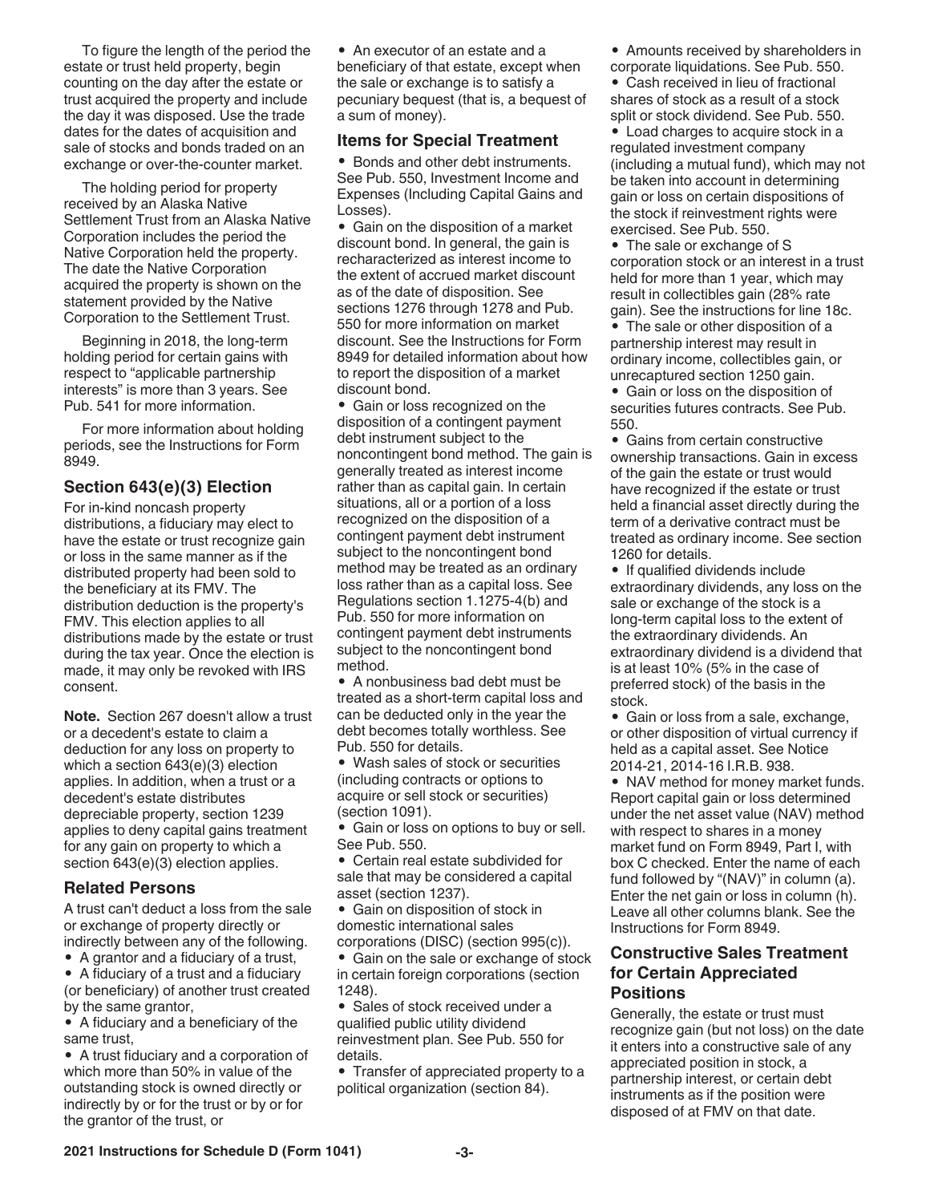To figure the length of the period the estate or trust held property, begin counting on the day after the estate or trust acquired the property and include the day it was disposed. Use the trade dates for the dates of acquisition and sale of stocks and bonds traded on an exchange or over-the-counter market.

The holding period for property received by an Alaska Native Settlement Trust from an Alaska Native Corporation includes the period the Native Corporation held the property. The date the Native Corporation acquired the property is shown on the statement provided by the Native Corporation to the Settlement Trust.

Beginning in 2018, the long-term holding period for certain gains with respect to "applicable partnership interests" is more than 3 years. See Pub. 541 for more information.

For more information about holding periods, see the Instructions for Form 8949.

### Section 643(e)(3) Election

For in-kind noncash property distributions, a fiduciary may elect to have the estate or trust recognize gain or loss in the same manner as if the distributed property had been sold to the beneficiary at its FMV. The distribution deduction is the property's FMV. This election applies to all distributions made by the estate or trust during the tax year. Once the election is made, it may only be revoked with IRS consent.

**Note.** Section 267 doesn't allow a trust or a decedent's estate to claim a deduction for any loss on property to which a section 643(e)(3) election applies. In addition, when a trust or a decedent's estate distributes depreciable property, section 1239 applies to deny capital gains treatment for any gain on property to which a section 643(e)(3) election applies.

### Related Persons

A trust can't deduct a loss from the sale or exchange of property directly or indirectly between any of the following.

- A grantor and a fiduciary of a trust,
- A fiduciary of a trust and a fiduciary (or beneficiary) of another trust created by the same grantor,
- A fiduciary and a beneficiary of the same trust,
- A trust fiduciary and a corporation of which more than 50% in value of the outstanding stock is owned directly or indirectly by or for the trust or by or for the grantor of the trust, or
- An executor of an estate and a beneficiary of that estate, except when the sale or exchange is to satisfy a pecuniary bequest (that is, a bequest of a sum of money).

### Items for Special Treatment

- Bonds and other debt instruments. See Pub. 550, Investment Income and Expenses (Including Capital Gains and Losses).
- Gain on the disposition of a market discount bond. In general, the gain is recharacterized as interest income to the extent of accrued market discount as of the date of disposition. See sections 1276 through 1278 and Pub. 550 for more information on market discount. See the Instructions for Form 8949 for detailed information about how to report the disposition of a market discount bond.
- Gain or loss recognized on the disposition of a contingent payment debt instrument subject to the noncontingent bond method. The gain is generally treated as interest income rather than as capital gain. In certain situations, all or a portion of a loss recognized on the disposition of a contingent payment debt instrument subject to the noncontingent bond method may be treated as an ordinary loss rather than as a capital loss. See Regulations section 1.1275-4(b) and Pub. 550 for more information on contingent payment debt instruments subject to the noncontingent bond method.
- A nonbusiness bad debt must be treated as a short-term capital loss and can be deducted only in the year the debt becomes totally worthless. See Pub. 550 for details.
- Wash sales of stock or securities (including contracts or options to acquire or sell stock or securities) (section 1091).
- Gain or loss on options to buy or sell. See Pub. 550.
- Certain real estate subdivided for sale that may be considered a capital asset (section 1237).
- Gain on disposition of stock in domestic international sales corporations (DISC) (section 995(c)).
- Gain on the sale or exchange of stock in certain foreign corporations (section 1248).
- Sales of stock received under a qualified public utility dividend reinvestment plan. See Pub. 550 for details.
- Transfer of appreciated property to a political organization (section 84).
- Amounts received by shareholders in corporate liquidations. See Pub. 550.
- Cash received in lieu of fractional shares of stock as a result of a stock split or stock dividend. See Pub. 550.
- Load charges to acquire stock in a regulated investment company (including a mutual fund), which may not be taken into account in determining gain or loss on certain dispositions of the stock if reinvestment rights were exercised. See Pub. 550.
- The sale or exchange of S corporation stock or an interest in a trust held for more than 1 year, which may result in collectibles gain (28% rate gain). See the instructions for line 18c.
- The sale or other disposition of a partnership interest may result in ordinary income, collectibles gain, or unrecaptured section 1250 gain.
- Gain or loss on the disposition of securities futures contracts. See Pub. 550.
- Gains from certain constructive ownership transactions. Gain in excess of the gain the estate or trust would have recognized if the estate or trust held a financial asset directly during the term of a derivative contract must be treated as ordinary income. See section 1260 for details.
- If qualified dividends include extraordinary dividends, any loss on the sale or exchange of the stock is a long-term capital loss to the extent of the extraordinary dividends. An extraordinary dividend is a dividend that is at least 10% (5% in the case of preferred stock) of the basis in the stock.
- Gain or loss from a sale, exchange, or other disposition of virtual currency if held as a capital asset. See Notice 2014-21, 2014-16 I.R.B. 938.
- NAV method for money market funds. Report capital gain or loss determined under the net asset value (NAV) method with respect to shares in a money market fund on Form 8949, Part I, with box C checked. Enter the name of each fund followed by "(NAV)" in column (a). Enter the net gain or loss in column (h). Leave all other columns blank. See the Instructions for Form 8949.

### Constructive Sales Treatment for Certain Appreciated Positions

Generally, the estate or trust must recognize gain (but not loss) on the date it enters into a constructive sale of any appreciated position in stock, a partnership interest, or certain debt instruments as if the position were disposed of at FMV on that date.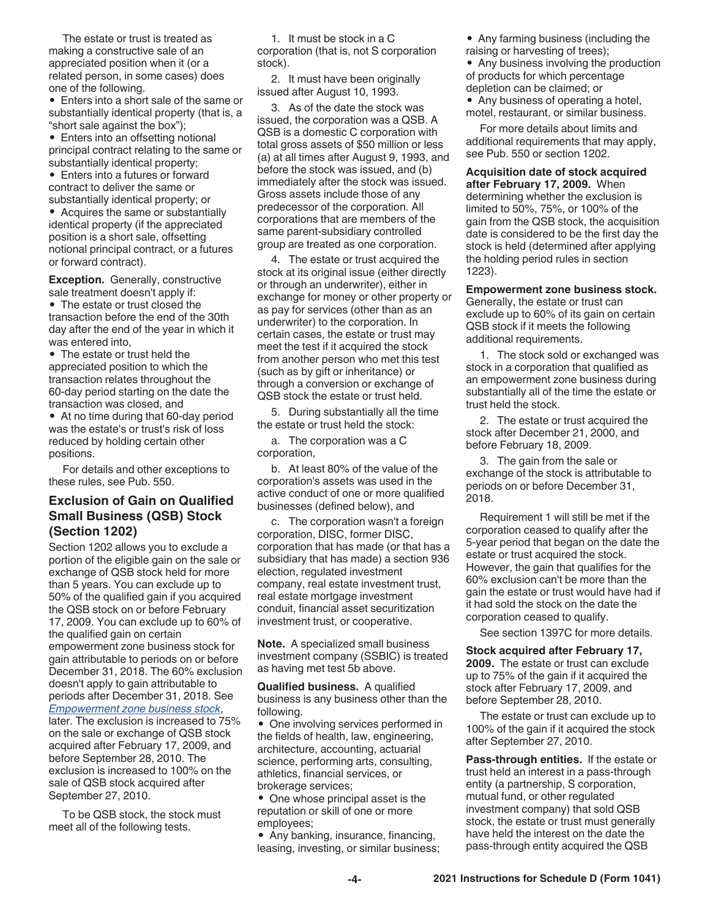The estate or trust is treated as making a constructive sale of an appreciated position when it (or a related person, in some cases) does one of the following.

- Enters into a short sale of the same or substantially identical property (that is, a "short sale against the box");
- Enters into an offsetting notional principal contract relating to the same or substantially identical property;
- Enters into a futures or forward contract to deliver the same or substantially identical property; or
- Acquires the same or substantially identical property (if the appreciated position is a short sale, offsetting notional principal contract, or a futures or forward contract).

**Exception.** Generally, constructive sale treatment doesn't apply if:

- The estate or trust closed the transaction before the end of the 30th day after the end of the year in which it was entered into,
- The estate or trust held the appreciated position to which the transaction relates throughout the 60-day period starting on the date the transaction was closed, and
- At no time during that 60-day period was the estate's or trust's risk of loss reduced by holding certain other positions.

For details and other exceptions to these rules, see Pub. 550.

## Exclusion of Gain on Qualified Small Business (QSB) Stock (Section 1202)

Section 1202 allows you to exclude a portion of the eligible gain on the sale or exchange of QSB stock held for more than 5 years. You can exclude up to 50% of the qualified gain if you acquired the QSB stock on or before February 17, 2009. You can exclude up to 60% of the qualified gain on certain empowerment zone business stock for gain attributable to periods on or before December 31, 2018. The 60% exclusion doesn't apply to gain attributable to periods after December 31, 2018. See *Empowerment zone business stock*, later. The exclusion is increased to 75% on the sale or exchange of QSB stock acquired after February 17, 2009, and before September 28, 2010. The exclusion is increased to 100% on the sale of QSB stock acquired after September 27, 2010.

To be QSB stock, the stock must meet all of the following tests.

1. It must be stock in a C corporation (that is, not S corporation stock).

2. It must have been originally issued after August 10, 1993.

3. As of the date the stock was issued, the corporation was a QSB. A QSB is a domestic C corporation with total gross assets of $50 million or less (a) at all times after August 9, 1993, and before the stock was issued, and (b) immediately after the stock was issued. Gross assets include those of any predecessor of the corporation. All corporations that are members of the same parent-subsidiary controlled group are treated as one corporation.

4. The estate or trust acquired the stock at its original issue (either directly or through an underwriter), either in exchange for money or other property or as pay for services (other than as an underwriter) to the corporation. In certain cases, the estate or trust may meet the test if it acquired the stock from another person who met this test (such as by gift or inheritance) or through a conversion or exchange of QSB stock the estate or trust held.

5. During substantially all the time the estate or trust held the stock:

a. The corporation was a C corporation,

b. At least 80% of the value of the corporation's assets was used in the active conduct of one or more qualified businesses (defined below), and

c. The corporation wasn't a foreign corporation, DISC, former DISC, corporation that has made (or that has a subsidiary that has made) a section 936 election, regulated investment company, real estate investment trust, real estate mortgage investment conduit, financial asset securitization investment trust, or cooperative.

**Note.** A specialized small business investment company (SSBIC) is treated as having met test 5b above.

**Qualified business.** A qualified business is any business other than the following.

- One involving services performed in the fields of health, law, engineering, architecture, accounting, actuarial science, performing arts, consulting, athletics, financial services, or brokerage services;
- One whose principal asset is the reputation or skill of one or more employees;
- Any banking, insurance, financing, leasing, investing, or similar business;
- Any farming business (including the raising or harvesting of trees);
- Any business involving the production of products for which percentage depletion can be claimed; or
- Any business of operating a hotel, motel, restaurant, or similar business.

For more details about limits and additional requirements that may apply, see Pub. 550 or section 1202.

**Acquisition date of stock acquired after February 17, 2009.** When determining whether the exclusion is limited to 50%, 75%, or 100% of the gain from the QSB stock, the acquisition date is considered to be the first day the stock is held (determined after applying the holding period rules in section 1223).

**Empowerment zone business stock.** Generally, the estate or trust can exclude up to 60% of its gain on certain QSB stock if it meets the following additional requirements.

1. The stock sold or exchanged was stock in a corporation that qualified as an empowerment zone business during substantially all of the time the estate or trust held the stock.

2. The estate or trust acquired the stock after December 21, 2000, and before February 18, 2009.

3. The gain from the sale or exchange of the stock is attributable to periods on or before December 31, 2018.

Requirement 1 will still be met if the corporation ceased to qualify after the 5-year period that began on the date the estate or trust acquired the stock. However, the gain that qualifies for the 60% exclusion can't be more than the gain the estate or trust would have had if it had sold the stock on the date the corporation ceased to qualify.

See section 1397C for more details.

**Stock acquired after February 17, 2009.** The estate or trust can exclude up to 75% of the gain if it acquired the stock after February 17, 2009, and before September 28, 2010.

The estate or trust can exclude up to 100% of the gain if it acquired the stock after September 27, 2010.

**Pass-through entities.** If the estate or trust held an interest in a pass-through entity (a partnership, S corporation, mutual fund, or other regulated investment company) that sold QSB stock, the estate or trust must generally have held the interest on the date the pass-through entity acquired the QSB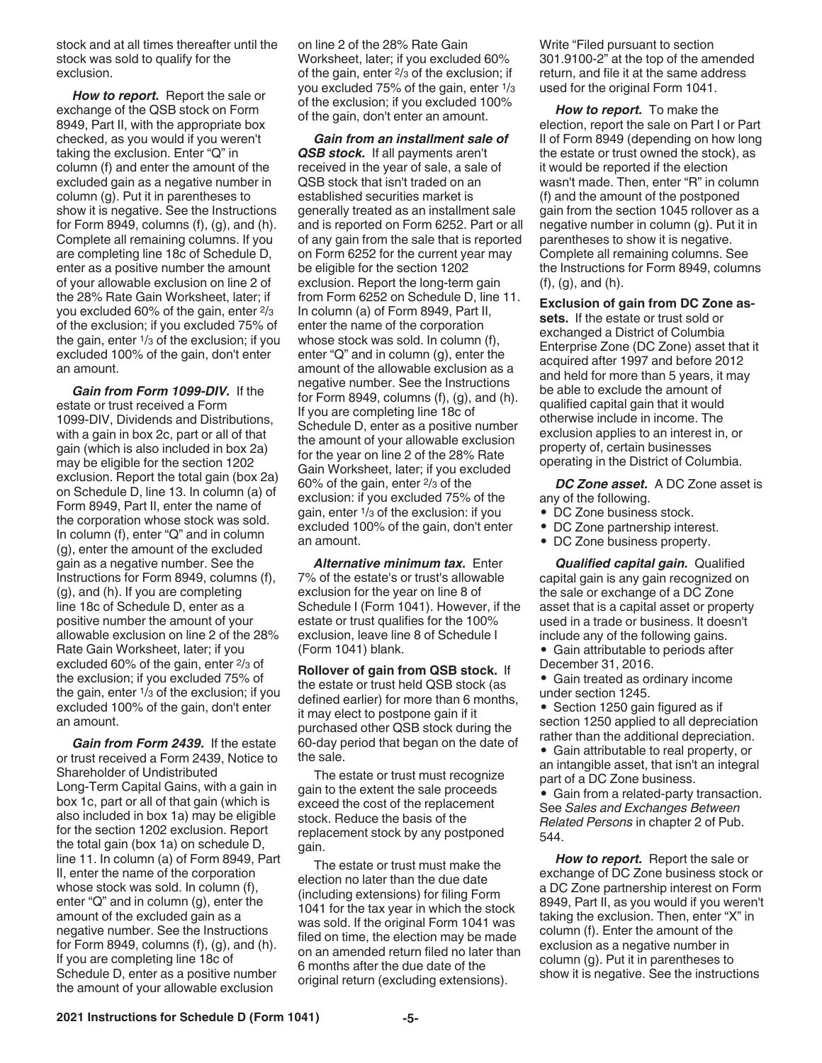stock and at all times thereafter until the stock was sold to qualify for the exclusion.

***How to report.*** Report the sale or exchange of the QSB stock on Form 8949, Part II, with the appropriate box checked, as you would if you weren't taking the exclusion. Enter "Q" in column (f) and enter the amount of the excluded gain as a negative number in column (g). Put it in parentheses to show it is negative. See the Instructions for Form 8949, columns (f), (g), and (h). Complete all remaining columns. If you are completing line 18c of Schedule D, enter as a positive number the amount of your allowable exclusion on line 2 of the 28% Rate Gain Worksheet, later; if you excluded 60% of the gain, enter 2/3 of the exclusion; if you excluded 75% of the gain, enter 1/3 of the exclusion; if you excluded 100% of the gain, don't enter an amount.

***Gain from Form 1099-DIV.*** If the estate or trust received a Form 1099-DIV, Dividends and Distributions, with a gain in box 2c, part or all of that gain (which is also included in box 2a) may be eligible for the section 1202 exclusion. Report the total gain (box 2a) on Schedule D, line 13. In column (a) of Form 8949, Part II, enter the name of the corporation whose stock was sold. In column (f), enter "Q" and in column (g), enter the amount of the excluded gain as a negative number. See the Instructions for Form 8949, columns (f), (g), and (h). If you are completing line 18c of Schedule D, enter as a positive number the amount of your allowable exclusion on line 2 of the 28% Rate Gain Worksheet, later; if you excluded 60% of the gain, enter 2/3 of the exclusion; if you excluded 75% of the gain, enter 1/3 of the exclusion; if you excluded 100% of the gain, don't enter an amount.

***Gain from Form 2439.*** If the estate or trust received a Form 2439, Notice to Shareholder of Undistributed Long-Term Capital Gains, with a gain in box 1c, part or all of that gain (which is also included in box 1a) may be eligible for the section 1202 exclusion. Report the total gain (box 1a) on schedule D, line 11. In column (a) of Form 8949, Part II, enter the name of the corporation whose stock was sold. In column (f), enter "Q" and in column (g), enter the amount of the excluded gain as a negative number. See the Instructions for Form 8949, columns (f), (g), and (h). If you are completing line 18c of Schedule D, enter as a positive number the amount of your allowable exclusion on line 2 of the 28% Rate Gain Worksheet, later; if you excluded 60% of the gain, enter 2/3 of the exclusion; if you excluded 75% of the gain, enter 1/3 of the exclusion; if you excluded 100% of the gain, don't enter an amount.

***Gain from an installment sale of QSB stock.*** If all payments aren't received in the year of sale, a sale of QSB stock that isn't traded on an established securities market is generally treated as an installment sale and is reported on Form 6252. Part or all of any gain from the sale that is reported on Form 6252 for the current year may be eligible for the section 1202 exclusion. Report the long-term gain from Form 6252 on Schedule D, line 11. In column (a) of Form 8949, Part II, enter the name of the corporation whose stock was sold. In column (f), enter "Q" and in column (g), enter the amount of the allowable exclusion as a negative number. See the Instructions for Form 8949, columns (f), (g), and (h). If you are completing line 18c of Schedule D, enter as a positive number the amount of your allowable exclusion for the year on line 2 of the 28% Rate Gain Worksheet, later; if you excluded 60% of the gain, enter 2/3 of the exclusion: if you excluded 75% of the gain, enter 1/3 of the exclusion: if you excluded 100% of the gain, don't enter an amount.

***Alternative minimum tax.*** Enter 7% of the estate's or trust's allowable exclusion for the year on line 8 of Schedule I (Form 1041). However, if the estate or trust qualifies for the 100% exclusion, leave line 8 of Schedule I (Form 1041) blank.

**Rollover of gain from QSB stock.** If the estate or trust held QSB stock (as defined earlier) for more than 6 months, it may elect to postpone gain if it purchased other QSB stock during the 60-day period that began on the date of the sale.

The estate or trust must recognize gain to the extent the sale proceeds exceed the cost of the replacement stock. Reduce the basis of the replacement stock by any postponed gain.

The estate or trust must make the election no later than the due date (including extensions) for filing Form 1041 for the tax year in which the stock was sold. If the original Form 1041 was filed on time, the election may be made on an amended return filed no later than 6 months after the due date of the original return (excluding extensions). Write "Filed pursuant to section 301.9100-2" at the top of the amended return, and file it at the same address used for the original Form 1041.

***How to report.*** To make the election, report the sale on Part I or Part II of Form 8949 (depending on how long the estate or trust owned the stock), as it would be reported if the election wasn't made. Then, enter "R" in column (f) and the amount of the postponed gain from the section 1045 rollover as a negative number in column (g). Put it in parentheses to show it is negative. Complete all remaining columns. See the Instructions for Form 8949, columns (f), (g), and (h).

**Exclusion of gain from DC Zone assets.** If the estate or trust sold or exchanged a District of Columbia Enterprise Zone (DC Zone) asset that it acquired after 1997 and before 2012 and held for more than 5 years, it may be able to exclude the amount of qualified capital gain that it would otherwise include in income. The exclusion applies to an interest in, or property of, certain businesses operating in the District of Columbia.

***DC Zone asset.*** A DC Zone asset is any of the following.

- DC Zone business stock.
- DC Zone partnership interest.
- DC Zone business property.

***Qualified capital gain.*** Qualified capital gain is any gain recognized on the sale or exchange of a DC Zone asset that is a capital asset or property used in a trade or business. It doesn't include any of the following gains.

- Gain attributable to periods after December 31, 2016.
- Gain treated as ordinary income under section 1245.
- Section 1250 gain figured as if section 1250 applied to all depreciation rather than the additional depreciation.
- Gain attributable to real property, or an intangible asset, that isn't an integral part of a DC Zone business.
- Gain from a related-party transaction. See *Sales and Exchanges Between Related Persons* in chapter 2 of Pub. 544.

***How to report.*** Report the sale or exchange of DC Zone business stock or a DC Zone partnership interest on Form 8949, Part II, as you would if you weren't taking the exclusion. Then, enter "X" in column (f). Enter the amount of the exclusion as a negative number in column (g). Put it in parentheses to show it is negative. See the instructions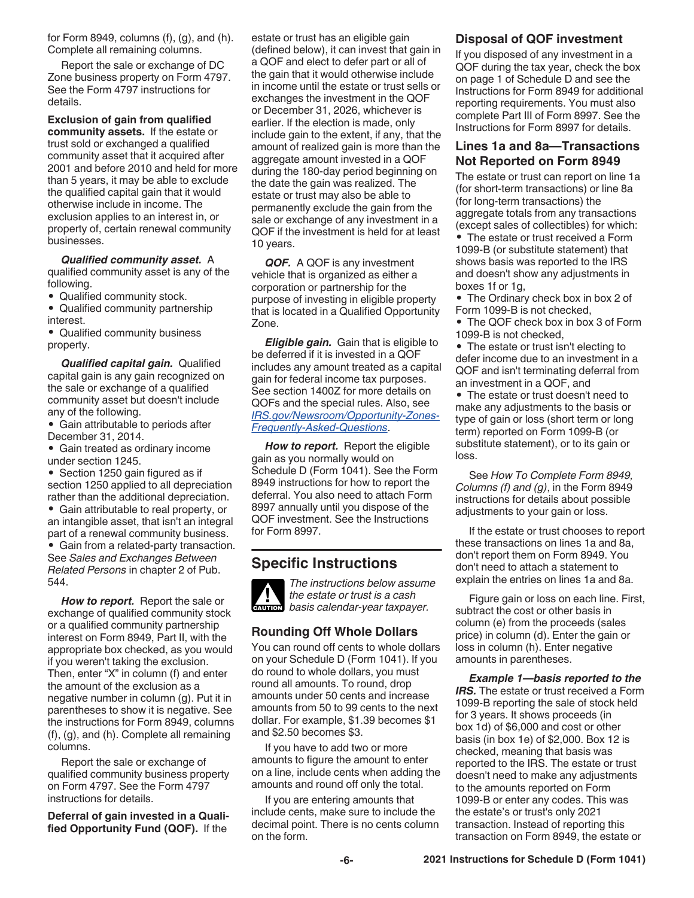for Form 8949, columns (f), (g), and (h). Complete all remaining columns.

Report the sale or exchange of DC Zone business property on Form 4797. See the Form 4797 instructions for details.

**Exclusion of gain from qualified community assets.** If the estate or trust sold or exchanged a qualified community asset that it acquired after 2001 and before 2010 and held for more than 5 years, it may be able to exclude the qualified capital gain that it would otherwise include in income. The exclusion applies to an interest in, or property of, certain renewal community businesses.

***Qualified community asset.*** A qualified community asset is any of the following.

- Qualified community stock.
- Qualified community partnership interest.
- Qualified community business property.

***Qualified capital gain.*** Qualified capital gain is any gain recognized on the sale or exchange of a qualified community asset but doesn't include any of the following.

- Gain attributable to periods after December 31, 2014.
- Gain treated as ordinary income under section 1245.
- Section 1250 gain figured as if section 1250 applied to all depreciation rather than the additional depreciation.
- Gain attributable to real property, or an intangible asset, that isn't an integral part of a renewal community business.
- Gain from a related-party transaction. See *Sales and Exchanges Between Related Persons* in chapter 2 of Pub. 544.

***How to report.*** Report the sale or exchange of qualified community stock or a qualified community partnership interest on Form 8949, Part II, with the appropriate box checked, as you would if you weren't taking the exclusion. Then, enter "X" in column (f) and enter the amount of the exclusion as a negative number in column (g). Put it in parentheses to show it is negative. See the instructions for Form 8949, columns (f), (g), and (h). Complete all remaining columns.

Report the sale or exchange of qualified community business property on Form 4797. See the Form 4797 instructions for details.

**Deferral of gain invested in a Qualified Opportunity Fund (QOF).** If the estate or trust has an eligible gain (defined below), it can invest that gain in a QOF and elect to defer part or all of the gain that it would otherwise include in income until the estate or trust sells or exchanges the investment in the QOF or December 31, 2026, whichever is earlier. If the election is made, only include gain to the extent, if any, that the amount of realized gain is more than the aggregate amount invested in a QOF during the 180-day period beginning on the date the gain was realized. The estate or trust may also be able to permanently exclude the gain from the sale or exchange of any investment in a QOF if the investment is held for at least 10 years.

***QOF.*** A QOF is any investment vehicle that is organized as either a corporation or partnership for the purpose of investing in eligible property that is located in a Qualified Opportunity Zone.

***Eligible gain.*** Gain that is eligible to be deferred if it is invested in a QOF includes any amount treated as a capital gain for federal income tax purposes. See section 1400Z for more details on QOFs and the special rules. Also, see *IRS.gov/Newsroom/Opportunity-Zones-Frequently-Asked-Questions*.

***How to report.*** Report the eligible gain as you normally would on Schedule D (Form 1041). See the Form 8949 instructions for how to report the deferral. You also need to attach Form 8997 annually until you dispose of the QOF investment. See the Instructions for Form 8997.

## Specific Instructions

**CAUTION** *The instructions below assume the estate or trust is a cash basis calendar-year taxpayer.*

### Rounding Off Whole Dollars

You can round off cents to whole dollars on your Schedule D (Form 1041). If you do round to whole dollars, you must round all amounts. To round, drop amounts under 50 cents and increase amounts from 50 to 99 cents to the next dollar. For example, $1.39 becomes $1 and $2.50 becomes $3.

If you have to add two or more amounts to figure the amount to enter on a line, include cents when adding the amounts and round off only the total.

If you are entering amounts that include cents, make sure to include the decimal point. There is no cents column on the form.

### Disposal of QOF investment

If you disposed of any investment in a QOF during the tax year, check the box on page 1 of Schedule D and see the Instructions for Form 8949 for additional reporting requirements. You must also complete Part III of Form 8997. See the Instructions for Form 8997 for details.

### Lines 1a and 8a—Transactions Not Reported on Form 8949

The estate or trust can report on line 1a (for short-term transactions) or line 8a (for long-term transactions) the aggregate totals from any transactions (except sales of collectibles) for which:

- The estate or trust received a Form 1099-B (or substitute statement) that shows basis was reported to the IRS and doesn't show any adjustments in boxes 1f or 1g,
- The Ordinary check box in box 2 of Form 1099-B is not checked,
- The QOF check box in box 3 of Form 1099-B is not checked,
- The estate or trust isn't electing to defer income due to an investment in a QOF and isn't terminating deferral from an investment in a QOF, and
- The estate or trust doesn't need to make any adjustments to the basis or type of gain or loss (short term or long term) reported on Form 1099-B (or substitute statement), or to its gain or loss.

See *How To Complete Form 8949, Columns (f) and (g)*, in the Form 8949 instructions for details about possible adjustments to your gain or loss.

If the estate or trust chooses to report these transactions on lines 1a and 8a, don't report them on Form 8949. You don't need to attach a statement to explain the entries on lines 1a and 8a.

Figure gain or loss on each line. First, subtract the cost or other basis in column (e) from the proceeds (sales price) in column (d). Enter the gain or loss in column (h). Enter negative amounts in parentheses.

***Example 1—basis reported to the IRS.*** The estate or trust received a Form 1099-B reporting the sale of stock held for 3 years. It shows proceeds (in box 1d) of $6,000 and cost or other basis (in box 1e) of $2,000. Box 12 is checked, meaning that basis was reported to the IRS. The estate or trust doesn't need to make any adjustments to the amounts reported on Form 1099-B or enter any codes. This was the estate's or trust's only 2021 transaction. Instead of reporting this transaction on Form 8949, the estate or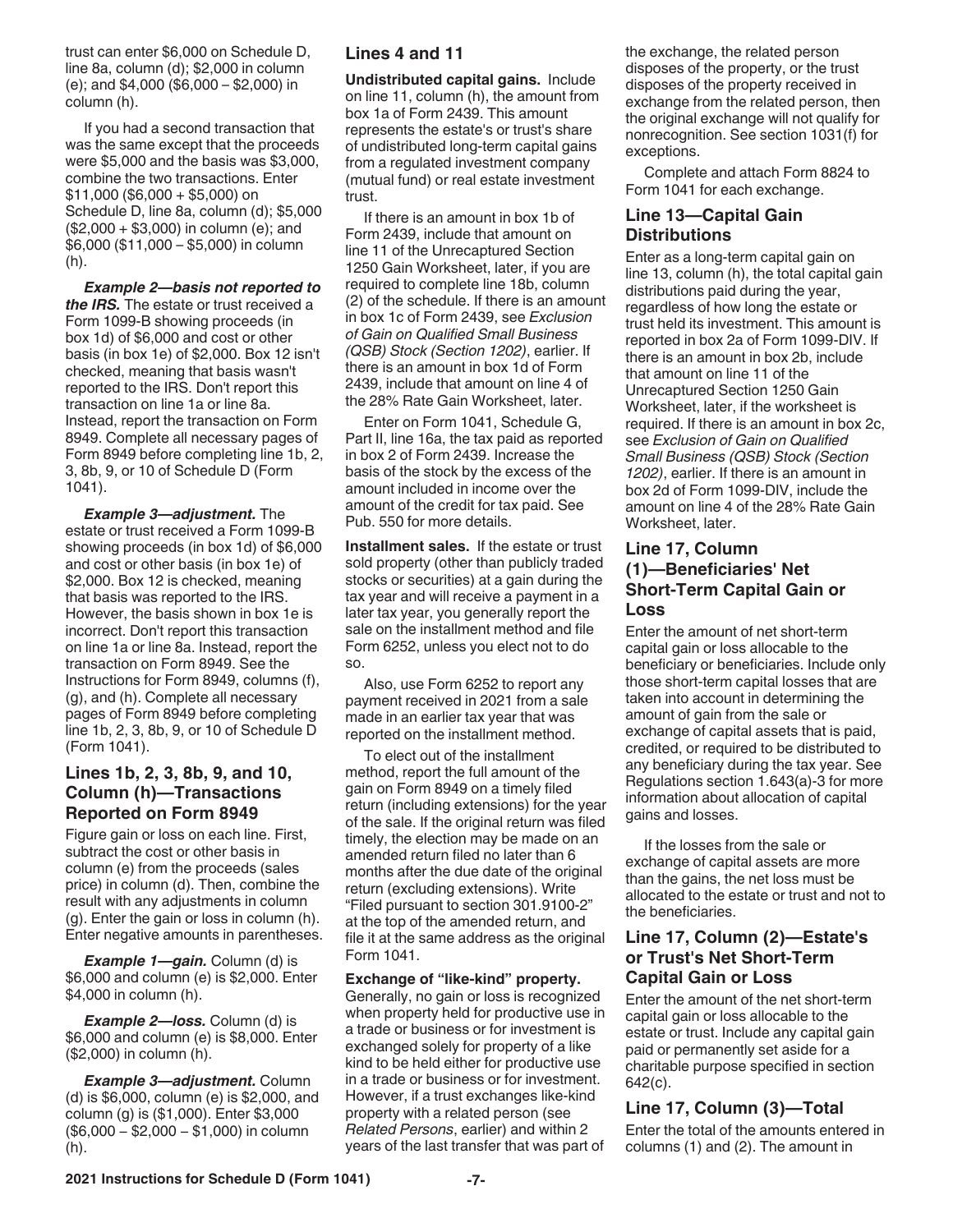trust can enter $6,000 on Schedule D, line 8a, column (d); $2,000 in column (e); and $4,000 ($6,000 – $2,000) in column (h).

If you had a second transaction that was the same except that the proceeds were $5,000 and the basis was $3,000, combine the two transactions. Enter $11,000 ($6,000 + $5,000) on Schedule D, line 8a, column (d); $5,000 ($2,000 + $3,000) in column (e); and $6,000 ($11,000 – $5,000) in column (h).

***Example 2—basis not reported to the IRS.*** The estate or trust received a Form 1099-B showing proceeds (in box 1d) of $6,000 and cost or other basis (in box 1e) of $2,000. Box 12 isn't checked, meaning that basis wasn't reported to the IRS. Don't report this transaction on line 1a or line 8a. Instead, report the transaction on Form 8949. Complete all necessary pages of Form 8949 before completing line 1b, 2, 3, 8b, 9, or 10 of Schedule D (Form 1041).

***Example 3—adjustment.*** The estate or trust received a Form 1099-B showing proceeds (in box 1d) of $6,000 and cost or other basis (in box 1e) of $2,000. Box 12 is checked, meaning that basis was reported to the IRS. However, the basis shown in box 1e is incorrect. Don't report this transaction on line 1a or line 8a. Instead, report the transaction on Form 8949. See the Instructions for Form 8949, columns (f), (g), and (h). Complete all necessary pages of Form 8949 before completing line 1b, 2, 3, 8b, 9, or 10 of Schedule D (Form 1041).

## Lines 1b, 2, 3, 8b, 9, and 10, Column (h)—Transactions Reported on Form 8949

Figure gain or loss on each line. First, subtract the cost or other basis in column (e) from the proceeds (sales price) in column (d). Then, combine the result with any adjustments in column (g). Enter the gain or loss in column (h). Enter negative amounts in parentheses.

***Example 1—gain.*** Column (d) is $6,000 and column (e) is $2,000. Enter $4,000 in column (h).

***Example 2—loss.*** Column (d) is $6,000 and column (e) is $8,000. Enter ($2,000) in column (h).

***Example 3—adjustment.*** Column (d) is $6,000, column (e) is $2,000, and column (g) is ($1,000). Enter $3,000 ($6,000 – $2,000 – $1,000) in column (h).

## Lines 4 and 11

**Undistributed capital gains.** Include on line 11, column (h), the amount from box 1a of Form 2439. This amount represents the estate's or trust's share of undistributed long-term capital gains from a regulated investment company (mutual fund) or real estate investment trust.

If there is an amount in box 1b of Form 2439, include that amount on line 11 of the Unrecaptured Section 1250 Gain Worksheet, later, if you are required to complete line 18b, column (2) of the schedule. If there is an amount in box 1c of Form 2439, see *Exclusion of Gain on Qualified Small Business (QSB) Stock (Section 1202)*, earlier. If there is an amount in box 1d of Form 2439, include that amount on line 4 of the 28% Rate Gain Worksheet, later.

Enter on Form 1041, Schedule G, Part II, line 16a, the tax paid as reported in box 2 of Form 2439. Increase the basis of the stock by the excess of the amount included in income over the amount of the credit for tax paid. See Pub. 550 for more details.

**Installment sales.** If the estate or trust sold property (other than publicly traded stocks or securities) at a gain during the tax year and will receive a payment in a later tax year, you generally report the sale on the installment method and file Form 6252, unless you elect not to do so.

Also, use Form 6252 to report any payment received in 2021 from a sale made in an earlier tax year that was reported on the installment method.

To elect out of the installment method, report the full amount of the gain on Form 8949 on a timely filed return (including extensions) for the year of the sale. If the original return was filed timely, the election may be made on an amended return filed no later than 6 months after the due date of the original return (excluding extensions). Write "Filed pursuant to section 301.9100-2" at the top of the amended return, and file it at the same address as the original Form 1041.

**Exchange of "like-kind" property.** Generally, no gain or loss is recognized when property held for productive use in a trade or business or for investment is exchanged solely for property of a like kind to be held either for productive use in a trade or business or for investment. However, if a trust exchanges like-kind property with a related person (see *Related Persons*, earlier) and within 2 years of the last transfer that was part of the exchange, the related person disposes of the property, or the trust disposes of the property received in exchange from the related person, then the original exchange will not qualify for nonrecognition. See section 1031(f) for exceptions.

Complete and attach Form 8824 to Form 1041 for each exchange.

## Line 13—Capital Gain Distributions

Enter as a long-term capital gain on line 13, column (h), the total capital gain distributions paid during the year, regardless of how long the estate or trust held its investment. This amount is reported in box 2a of Form 1099-DIV. If there is an amount in box 2b, include that amount on line 11 of the Unrecaptured Section 1250 Gain Worksheet, later, if the worksheet is required. If there is an amount in box 2c, see *Exclusion of Gain on Qualified Small Business (QSB) Stock (Section 1202)*, earlier. If there is an amount in box 2d of Form 1099-DIV, include the amount on line 4 of the 28% Rate Gain Worksheet, later.

## Line 17, Column (1)—Beneficiaries' Net Short-Term Capital Gain or Loss

Enter the amount of net short-term capital gain or loss allocable to the beneficiary or beneficiaries. Include only those short-term capital losses that are taken into account in determining the amount of gain from the sale or exchange of capital assets that is paid, credited, or required to be distributed to any beneficiary during the tax year. See Regulations section 1.643(a)-3 for more information about allocation of capital gains and losses.

If the losses from the sale or exchange of capital assets are more than the gains, the net loss must be allocated to the estate or trust and not to the beneficiaries.

## Line 17, Column (2)—Estate's or Trust's Net Short-Term Capital Gain or Loss

Enter the amount of the net short-term capital gain or loss allocable to the estate or trust. Include any capital gain paid or permanently set aside for a charitable purpose specified in section 642(c).

## Line 17, Column (3)—Total

Enter the total of the amounts entered in columns (1) and (2). The amount in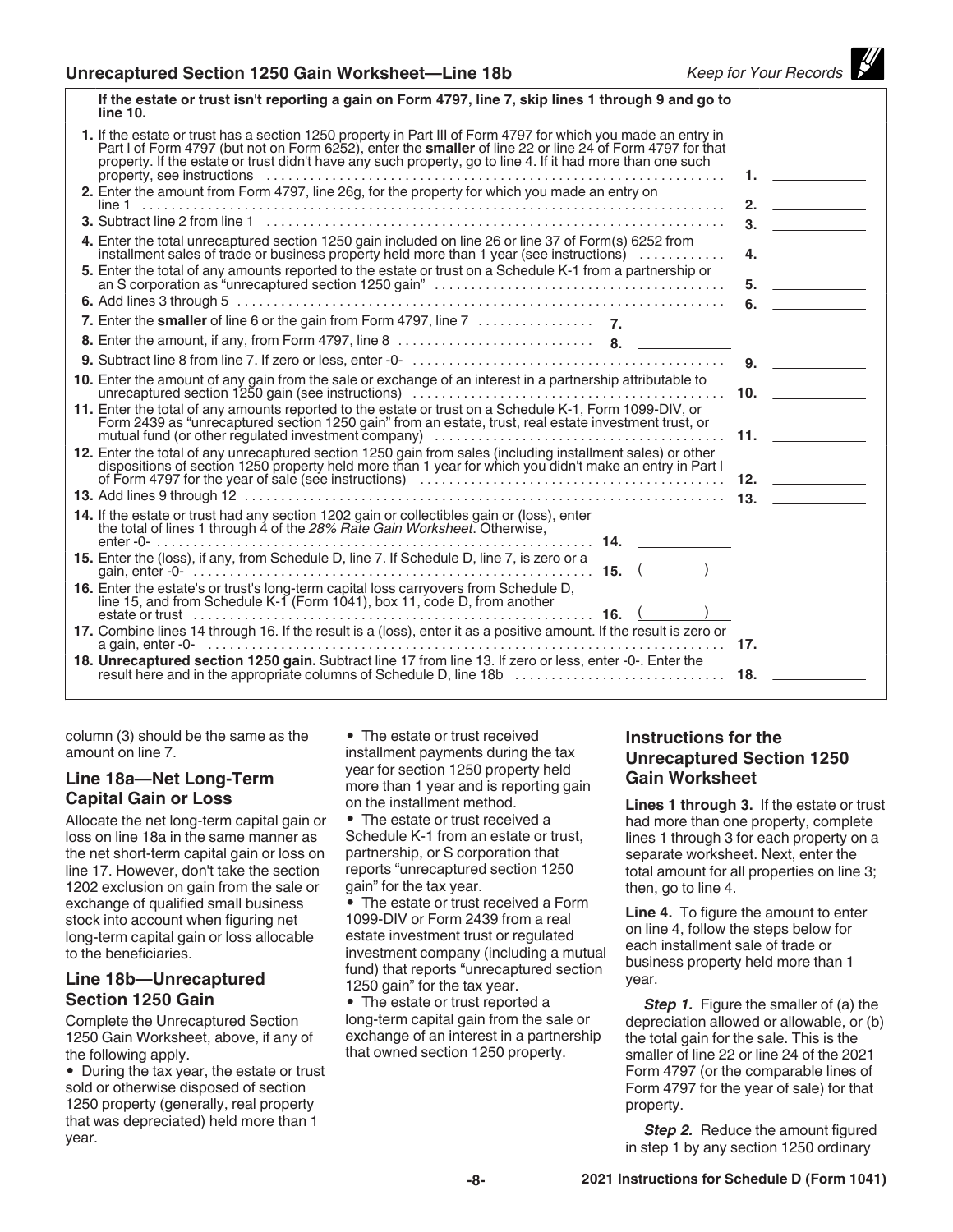## Unrecaptured Section 1250 Gain Worksheet—Line 18b

*Keep for Your Records*

**If the estate or trust isn't reporting a gain on Form 4797, line 7, skip lines 1 through 9 and go to line 10.**

| | | |
|---|---|---|
| **1.** If the estate or trust has a section 1250 property in Part III of Form 4797 for which you made an entry in Part I of Form 4797 (but not on Form 6252), enter the **smaller** of line 22 or line 24 of Form 4797 for that property. If the estate or trust didn't have any such property, go to line 4. If it had more than one such property, see instructions | | **1.** |
| **2.** Enter the amount from Form 4797, line 26g, for the property for which you made an entry on line 1 | | **2.** |
| **3.** Subtract line 2 from line 1 | | **3.** |
| **4.** Enter the total unrecaptured section 1250 gain included on line 26 or line 37 of Form(s) 6252 from installment sales of trade or business property held more than 1 year (see instructions) | | **4.** |
| **5.** Enter the total of any amounts reported to the estate or trust on a Schedule K-1 from a partnership or an S corporation as "unrecaptured section 1250 gain" | | **5.** |
| **6.** Add lines 3 through 5 | | **6.** |
| **7.** Enter the **smaller** of line 6 or the gain from Form 4797, line 7 | **7.** | |
| **8.** Enter the amount, if any, from Form 4797, line 8 | **8.** | |
| **9.** Subtract line 8 from line 7. If zero or less, enter -0- | | **9.** |
| **10.** Enter the amount of any gain from the sale or exchange of an interest in a partnership attributable to unrecaptured section 1250 gain (see instructions) | | **10.** |
| **11.** Enter the total of any amounts reported to the estate or trust on a Schedule K-1, Form 1099-DIV, or Form 2439 as "unrecaptured section 1250 gain" from an estate, trust, real estate investment trust, or mutual fund (or other regulated investment company) | | **11.** |
| **12.** Enter the total of any unrecaptured section 1250 gain from sales (including installment sales) or other dispositions of section 1250 property held more than 1 year for which you didn't make an entry in Part I of Form 4797 for the year of sale (see instructions) | | **12.** |
| **13.** Add lines 9 through 12 | | **13.** |
| **14.** If the estate or trust had any section 1202 gain or collectibles gain or (loss), enter the total of lines 1 through 4 of the *28% Rate Gain Worksheet*. Otherwise, enter -0- | **14.** | |
| **15.** Enter the (loss), if any, from Schedule D, line 7. If Schedule D, line 7, is zero or a gain, enter -0- | **15.** ( ) | |
| **16.** Enter the estate's or trust's long-term capital loss carryovers from Schedule D, line 15, and from Schedule K-1 (Form 1041), box 11, code D, from another estate or trust | **16.** ( ) | |
| **17.** Combine lines 14 through 16. If the result is a (loss), enter it as a positive amount. If the result is zero or a gain, enter -0- | | **17.** |
| **18. Unrecaptured section 1250 gain.** Subtract line 17 from line 13. If zero or less, enter -0-. Enter the result here and in the appropriate columns of Schedule D, line 18b | | **18.** |

column (3) should be the same as the amount on line 7.

### Line 18a—Net Long-Term Capital Gain or Loss

Allocate the net long-term capital gain or loss on line 18a in the same manner as the net short-term capital gain or loss on line 17. However, don't take the section 1202 exclusion on gain from the sale or exchange of qualified small business stock into account when figuring net long-term capital gain or loss allocable to the beneficiaries.

### Line 18b—Unrecaptured Section 1250 Gain

Complete the Unrecaptured Section 1250 Gain Worksheet, above, if any of the following apply.

- During the tax year, the estate or trust sold or otherwise disposed of section 1250 property (generally, real property that was depreciated) held more than 1 year.
- The estate or trust received installment payments during the tax year for section 1250 property held more than 1 year and is reporting gain on the installment method.
- The estate or trust received a Schedule K-1 from an estate or trust, partnership, or S corporation that reports "unrecaptured section 1250 gain" for the tax year.
- The estate or trust received a Form 1099-DIV or Form 2439 from a real estate investment trust or regulated investment company (including a mutual fund) that reports "unrecaptured section 1250 gain" for the tax year.
- The estate or trust reported a long-term capital gain from the sale or exchange of an interest in a partnership that owned section 1250 property.

### Instructions for the Unrecaptured Section 1250 Gain Worksheet

**Lines 1 through 3.** If the estate or trust had more than one property, complete lines 1 through 3 for each property on a separate worksheet. Next, enter the total amount for all properties on line 3; then, go to line 4.

**Line 4.** To figure the amount to enter on line 4, follow the steps below for each installment sale of trade or business property held more than 1 year.

***Step 1.*** Figure the smaller of (a) the depreciation allowed or allowable, or (b) the total gain for the sale. This is the smaller of line 22 or line 24 of the 2021 Form 4797 (or the comparable lines of Form 4797 for the year of sale) for that property.

***Step 2.*** Reduce the amount figured in step 1 by any section 1250 ordinary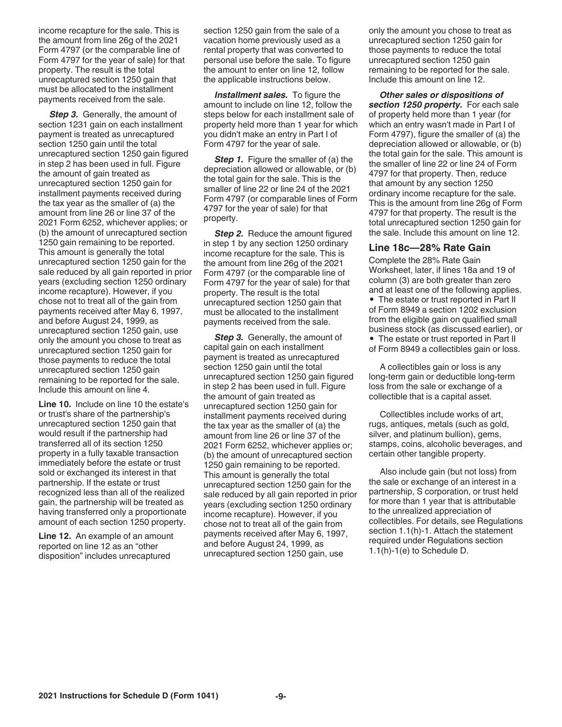income recapture for the sale. This is the amount from line 26g of the 2021 Form 4797 (or the comparable line of Form 4797 for the year of sale) for that property. The result is the total unrecaptured section 1250 gain that must be allocated to the installment payments received from the sale.

***Step 3.*** Generally, the amount of section 1231 gain on each installment payment is treated as unrecaptured section 1250 gain until the total unrecaptured section 1250 gain figured in step 2 has been used in full. Figure the amount of gain treated as unrecaptured section 1250 gain for installment payments received during the tax year as the smaller of (a) the amount from line 26 or line 37 of the 2021 Form 6252, whichever applies; or (b) the amount of unrecaptured section 1250 gain remaining to be reported. This amount is generally the total unrecaptured section 1250 gain for the sale reduced by all gain reported in prior years (excluding section 1250 ordinary income recapture). However, if you chose not to treat all of the gain from payments received after May 6, 1997, and before August 24, 1999, as unrecaptured section 1250 gain, use only the amount you chose to treat as unrecaptured section 1250 gain for those payments to reduce the total unrecaptured section 1250 gain remaining to be reported for the sale. Include this amount on line 4.

**Line 10.** Include on line 10 the estate's or trust's share of the partnership's unrecaptured section 1250 gain that would result if the partnership had transferred all of its section 1250 property in a fully taxable transaction immediately before the estate or trust sold or exchanged its interest in that partnership. If the estate or trust recognized less than all of the realized gain, the partnership will be treated as having transferred only a proportionate amount of each section 1250 property.

**Line 12.** An example of an amount reported on line 12 as an "other disposition" includes unrecaptured section 1250 gain from the sale of a vacation home previously used as a rental property that was converted to personal use before the sale. To figure the amount to enter on line 12, follow the applicable instructions below.

***Installment sales.*** To figure the amount to include on line 12, follow the steps below for each installment sale of property held more than 1 year for which you didn't make an entry in Part I of Form 4797 for the year of sale.

***Step 1.*** Figure the smaller of (a) the depreciation allowed or allowable, or (b) the total gain for the sale. This is the smaller of line 22 or line 24 of the 2021 Form 4797 (or comparable lines of Form 4797 for the year of sale) for that property.

***Step 2.*** Reduce the amount figured in step 1 by any section 1250 ordinary income recapture for the sale. This is the amount from line 26g of the 2021 Form 4797 (or the comparable line of Form 4797 for the year of sale) for that property. The result is the total unrecaptured section 1250 gain that must be allocated to the installment payments received from the sale.

***Step 3.*** Generally, the amount of capital gain on each installment payment is treated as unrecaptured section 1250 gain until the total unrecaptured section 1250 gain figured in step 2 has been used in full. Figure the amount of gain treated as unrecaptured section 1250 gain for installment payments received during the tax year as the smaller of (a) the amount from line 26 or line 37 of the 2021 Form 6252, whichever applies or; (b) the amount of unrecaptured section 1250 gain remaining to be reported. This amount is generally the total unrecaptured section 1250 gain for the sale reduced by all gain reported in prior years (excluding section 1250 ordinary income recapture). However, if you chose not to treat all of the gain from payments received after May 6, 1997, and before August 24, 1999, as unrecaptured section 1250 gain, use only the amount you chose to treat as unrecaptured section 1250 gain for those payments to reduce the total unrecaptured section 1250 gain remaining to be reported for the sale. Include this amount on line 12.

***Other sales or dispositions of section 1250 property.*** For each sale of property held more than 1 year (for which an entry wasn't made in Part I of Form 4797), figure the smaller of (a) the depreciation allowed or allowable, or (b) the total gain for the sale. This amount is the smaller of line 22 or line 24 of Form 4797 for that property. Then, reduce that amount by any section 1250 ordinary income recapture for the sale. This is the amount from line 26g of Form 4797 for that property. The result is the total unrecaptured section 1250 gain for the sale. Include this amount on line 12.

### Line 18c—28% Rate Gain

Complete the 28% Rate Gain Worksheet, later, if lines 18a and 19 of column (3) are both greater than zero and at least one of the following applies.

- The estate or trust reported in Part II of Form 8949 a section 1202 exclusion from the eligible gain on qualified small business stock (as discussed earlier), or
- The estate or trust reported in Part II of Form 8949 a collectibles gain or loss.

A collectibles gain or loss is any long-term gain or deductible long-term loss from the sale or exchange of a collectible that is a capital asset.

Collectibles include works of art, rugs, antiques, metals (such as gold, silver, and platinum bullion), gems, stamps, coins, alcoholic beverages, and certain other tangible property.

Also include gain (but not loss) from the sale or exchange of an interest in a partnership, S corporation, or trust held for more than 1 year that is attributable to the unrealized appreciation of collectibles. For details, see Regulations section 1.1(h)-1. Attach the statement required under Regulations section 1.1(h)-1(e) to Schedule D.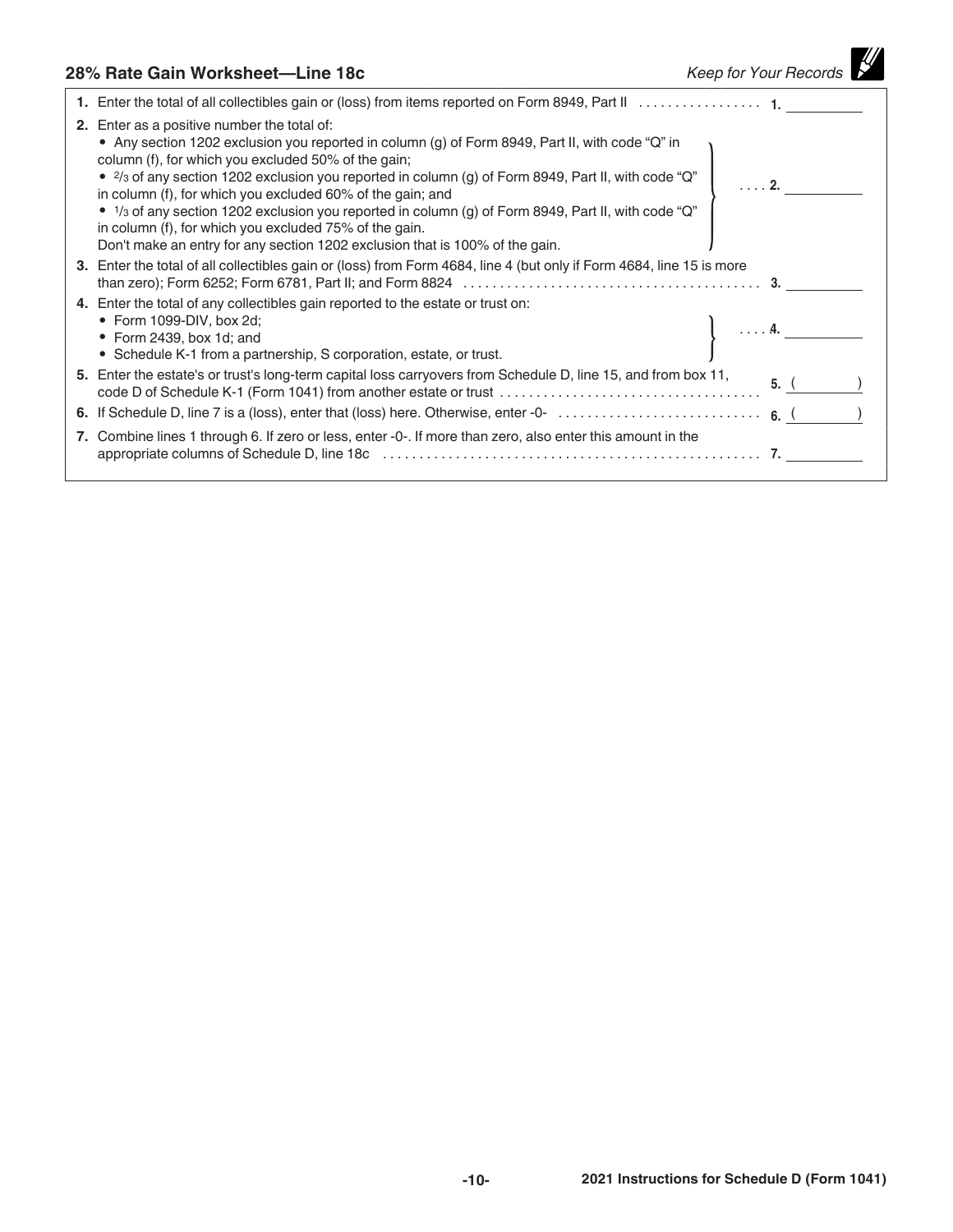## 28% Rate Gain Worksheet—Line 18c

*Keep for Your Records*

| | | |
|---|---|---|
| **1.** | Enter the total of all collectibles gain or (loss) from items reported on Form 8949, Part II . . . . . . . . . . . . . . . . . | **1.** |
| **2.** | Enter as a positive number the total of:<br>• Any section 1202 exclusion you reported in column (g) of Form 8949, Part II, with code "Q" in column (f), for which you excluded 50% of the gain;<br>• 2/3 of any section 1202 exclusion you reported in column (g) of Form 8949, Part II, with code "Q" in column (f), for which you excluded 60% of the gain; and<br>• 1/3 of any section 1202 exclusion you reported in column (g) of Form 8949, Part II, with code "Q" in column (f), for which you excluded 75% of the gain.<br>Don't make an entry for any section 1202 exclusion that is 100% of the gain. | . . . . **2.** |
| **3.** | Enter the total of all collectibles gain or (loss) from Form 4684, line 4 (but only if Form 4684, line 15 is more than zero); Form 6252; Form 6781, Part II; and Form 8824 . . . . . . . . . . . . . . . . . . . . . . . . . . . . . . . . . . . . . . . . . | **3.** |
| **4.** | Enter the total of any collectibles gain reported to the estate or trust on:<br>• Form 1099-DIV, box 2d;<br>• Form 2439, box 1d; and<br>• Schedule K-1 from a partnership, S corporation, estate, or trust. | . . . . **4.** |
| **5.** | Enter the estate's or trust's long-term capital loss carryovers from Schedule D, line 15, and from box 11, code D of Schedule K-1 (Form 1041) from another estate or trust . . . . . . . . . . . . . . . . . . . . . . . . . . . . . . . . . . . | **5.** ( ) |
| **6.** | If Schedule D, line 7 is a (loss), enter that (loss) here. Otherwise, enter -0- . . . . . . . . . . . . . . . . . . . . . . . . . . . . | **6.** ( ) |
| **7.** | Combine lines 1 through 6. If zero or less, enter -0-. If more than zero, also enter this amount in the appropriate columns of Schedule D, line 18c . . . . . . . . . . . . . . . . . . . . . . . . . . . . . . . . . . . . . . . . . . . . . . . . . . . . | **7.** |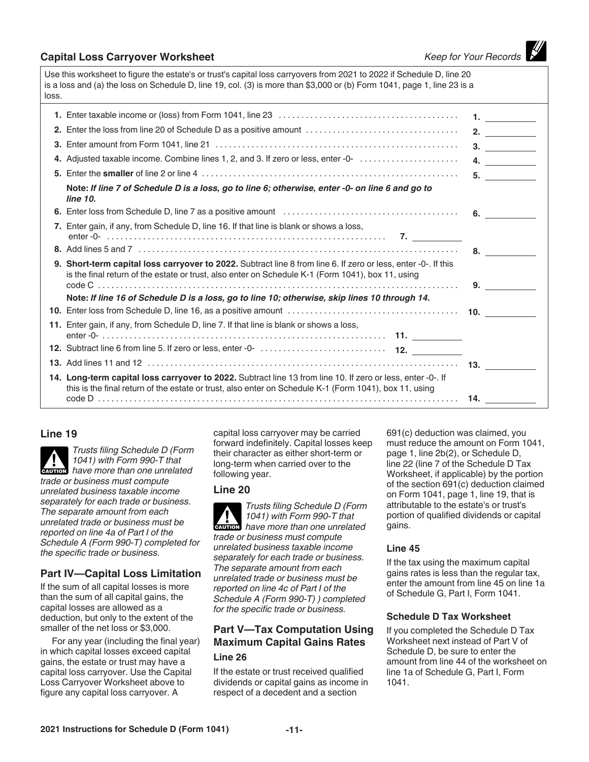## Capital Loss Carryover Worksheet

*Keep for Your Records*

Use this worksheet to figure the estate's or trust's capital loss carryovers from 2021 to 2022 if Schedule D, line 20 is a loss and (a) the loss on Schedule D, line 19, col. (3) is more than $3,000 or (b) Form 1041, page 1, line 23 is a loss.

| | | |
|---|---|---|
| **1.** Enter taxable income or (loss) from Form 1041, line 23 | | **1.** |
| **2.** Enter the loss from line 20 of Schedule D as a positive amount | | **2.** |
| **3.** Enter amount from Form 1041, line 21 | | **3.** |
| **4.** Adjusted taxable income. Combine lines 1, 2, and 3. If zero or less, enter -0- | | **4.** |
| **5.** Enter the **smaller** of line 2 or line 4 | | **5.** |
| **Note:** ***If line 7 of Schedule D is a loss, go to line 6; otherwise, enter -0- on line 6 and go to line 10.*** | | |
| **6.** Enter loss from Schedule D, line 7 as a positive amount | | **6.** |
| **7.** Enter gain, if any, from Schedule D, line 16. If that line is blank or shows a loss, enter -0- | **7.** | |
| **8.** Add lines 5 and 7 | | **8.** |
| **9. Short-term capital loss carryover to 2022.** Subtract line 8 from line 6. If zero or less, enter -0-. If this is the final return of the estate or trust, also enter on Schedule K-1 (Form 1041), box 11, using code C | | **9.** |
| **Note:** ***If line 16 of Schedule D is a loss, go to line 10; otherwise, skip lines 10 through 14.*** | | |
| **10.** Enter loss from Schedule D, line 16, as a positive amount | | **10.** |
| **11.** Enter gain, if any, from Schedule D, line 7. If that line is blank or shows a loss, enter -0- | **11.** | |
| **12.** Subtract line 6 from line 5. If zero or less, enter -0- | **12.** | |
| **13.** Add lines 11 and 12 | | **13.** |
| **14. Long-term capital loss carryover to 2022.** Subtract line 13 from line 10. If zero or less, enter -0-. If this is the final return of the estate or trust, also enter on Schedule K-1 (Form 1041), box 11, using code D | | **14.** |

### Line 19

**CAUTION:** *Trusts filing Schedule D (Form 1041) with Form 990-T that have more than one unrelated trade or business must compute unrelated business taxable income separately for each trade or business. The separate amount from each unrelated trade or business must be reported on line 4a of Part I of the Schedule A (Form 990-T) completed for the specific trade or business.*

### Part IV—Capital Loss Limitation

If the sum of all capital losses is more than the sum of all capital gains, the capital losses are allowed as a deduction, but only to the extent of the smaller of the net loss or $3,000.

For any year (including the final year) in which capital losses exceed capital gains, the estate or trust may have a capital loss carryover. Use the Capital Loss Carryover Worksheet above to figure any capital loss carryover. A capital loss carryover may be carried forward indefinitely. Capital losses keep their character as either short-term or long-term when carried over to the following year.

### Line 20

**CAUTION:** *Trusts filing Schedule D (Form 1041) with Form 990-T that have more than one unrelated trade or business must compute unrelated business taxable income separately for each trade or business. The separate amount from each unrelated trade or business must be reported on line 4c of Part I of the Schedule A (Form 990-T) ) completed for the specific trade or business.*

### Part V—Tax Computation Using Maximum Capital Gains Rates

#### Line 26

If the estate or trust received qualified dividends or capital gains as income in respect of a decedent and a section 691(c) deduction was claimed, you must reduce the amount on Form 1041, page 1, line 2b(2), or Schedule D, line 22 (line 7 of the Schedule D Tax Worksheet, if applicable) by the portion of the section 691(c) deduction claimed on Form 1041, page 1, line 19, that is attributable to the estate's or trust's portion of qualified dividends or capital gains.

#### Line 45

If the tax using the maximum capital gains rates is less than the regular tax, enter the amount from line 45 on line 1a of Schedule G, Part I, Form 1041.

#### Schedule D Tax Worksheet

If you completed the Schedule D Tax Worksheet next instead of Part V of Schedule D, be sure to enter the amount from line 44 of the worksheet on line 1a of Schedule G, Part I, Form 1041.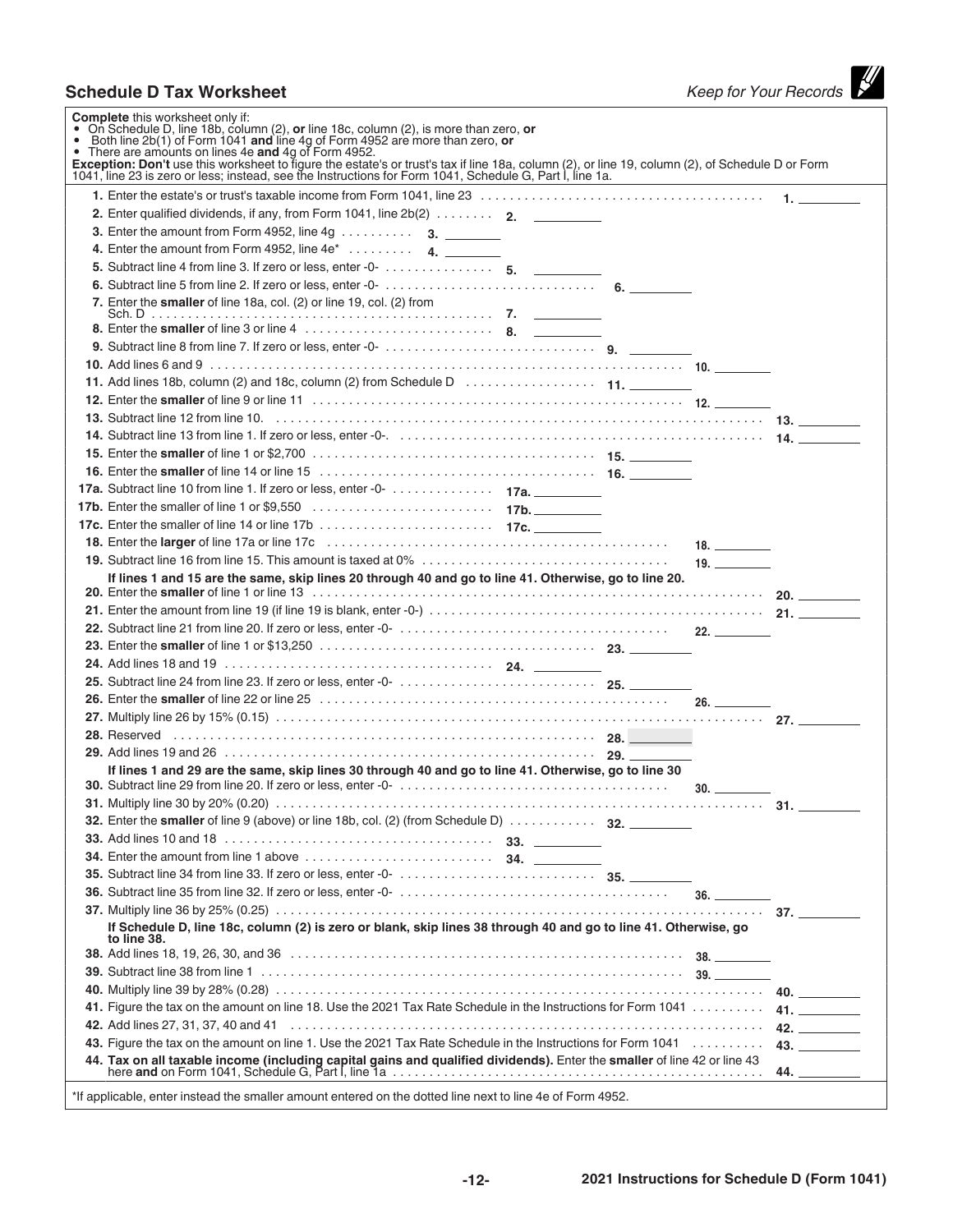## Schedule D Tax Worksheet

*Keep for Your Records*

**Complete** this worksheet only if:

- On Schedule D, line 18b, column (2), **or** line 18c, column (2), is more than zero, **or**
- Both line 2b(1) of Form 1041 **and** line 4g of Form 4952 are more than zero, **or**
- There are amounts on lines 4e **and** 4g of Form 4952.

**Exception: Don't** use this worksheet to figure the estate's or trust's tax if line 18a, column (2), or line 19, column (2), of Schedule D or Form 1041, line 23 is zero or less; instead, see the Instructions for Form 1041, Schedule G, Part I, line 1a.

**1.** Enter the estate's or trust's taxable income from Form 1041, line 23 . . . **1.** ______

**2.** Enter qualified dividends, if any, from Form 1041, line 2b(2) . . . **2.** ______

**3.** Enter the amount from Form 4952, line 4g . . . **3.** ______

**4.** Enter the amount from Form 4952, line 4e* . . . **4.** ______

**5.** Subtract line 4 from line 3. If zero or less, enter -0- . . . **5.** ______

**6.** Subtract line 5 from line 2. If zero or less, enter -0- . . . **6.** ______

**7.** Enter the **smaller** of line 18a, col. (2) or line 19, col. (2) from Sch. D . . . **7.** ______

**8.** Enter the **smaller** of line 3 or line 4 . . . **8.** ______

**9.** Subtract line 8 from line 7. If zero or less, enter -0- . . . **9.** ______

**10.** Add lines 6 and 9 . . . **10.** ______

**11.** Add lines 18b, column (2) and 18c, column (2) from Schedule D . . . **11.** ______

**12.** Enter the **smaller** of line 9 or line 11 . . . **12.** ______

**13.** Subtract line 12 from line 10. . . . **13.** ______

**14.** Subtract line 13 from line 1. If zero or less, enter -0-. . . . **14.** ______

**15.** Enter the **smaller** of line 1 or $2,700 . . . **15.** ______

**16.** Enter the **smaller** of line 14 or line 15 . . . **16.** ______

**17a.** Subtract line 10 from line 1. If zero or less, enter -0- . . . **17a.** ______

**17b.** Enter the smaller of line 1 or $9,550 . . . **17b.** ______

**17c.** Enter the smaller of line 14 or line 17b . . . **17c.** ______

**18.** Enter the **larger** of line 17a or line 17c . . . **18.** ______

**19.** Subtract line 16 from line 15. This amount is taxed at 0% . . . **19.** ______

**If lines 1 and 15 are the same, skip lines 20 through 40 and go to line 41. Otherwise, go to line 20.**

**20.** Enter the **smaller** of line 1 or line 13 . . . **20.** ______

**21.** Enter the amount from line 19 (if line 19 is blank, enter -0-) . . . **21.** ______

**22.** Subtract line 21 from line 20. If zero or less, enter -0- . . . **22.** ______

**23.** Enter the **smaller** of line 1 or $13,250 . . . **23.** ______

**24.** Add lines 18 and 19 . . . **24.** ______

**25.** Subtract line 24 from line 23. If zero or less, enter -0- . . . **25.** ______

**26.** Enter the **smaller** of line 22 or line 25 . . . **26.** ______

**27.** Multiply line 26 by 15% (0.15) . . . **27.** ______

**28.** Reserved . . . **28.** ______

**29.** Add lines 19 and 26 . . . **29.** ______

**If lines 1 and 29 are the same, skip lines 30 through 40 and go to line 41. Otherwise, go to line 30**

**30.** Subtract line 29 from line 20. If zero or less, enter -0- . . . **30.** ______

**31.** Multiply line 30 by 20% (0.20) . . . **31.** ______

**32.** Enter the **smaller** of line 9 (above) or line 18b, col. (2) (from Schedule D) . . . **32.** ______

**33.** Add lines 10 and 18 . . . **33.** ______

**34.** Enter the amount from line 1 above . . . **34.** ______

**35.** Subtract line 34 from line 33. If zero or less, enter -0- . . . **35.** ______

**36.** Subtract line 35 from line 32. If zero or less, enter -0- . . . **36.** ______

**37.** Multiply line 36 by 25% (0.25) . . . **37.** ______

**If Schedule D, line 18c, column (2) is zero or blank, skip lines 38 through 40 and go to line 41. Otherwise, go to line 38.**

**38.** Add lines 18, 19, 26, 30, and 36 . . . **38.** ______

**39.** Subtract line 38 from line 1 . . . **39.** ______

**40.** Multiply line 39 by 28% (0.28) . . . **40.** ______

**41.** Figure the tax on the amount on line 18. Use the 2021 Tax Rate Schedule in the Instructions for Form 1041 . . . **41.** ______

**42.** Add lines 27, 31, 37, 40 and 41 . . . **42.** ______

**43.** Figure the tax on the amount on line 1. Use the 2021 Tax Rate Schedule in the Instructions for Form 1041 . . . **43.** ______

**44. Tax on all taxable income (including capital gains and qualified dividends).** Enter the **smaller** of line 42 or line 43 here **and** on Form 1041, Schedule G, Part I, line 1a . . . **44.** ______

*If applicable, enter instead the smaller amount entered on the dotted line next to line 4e of Form 4952.